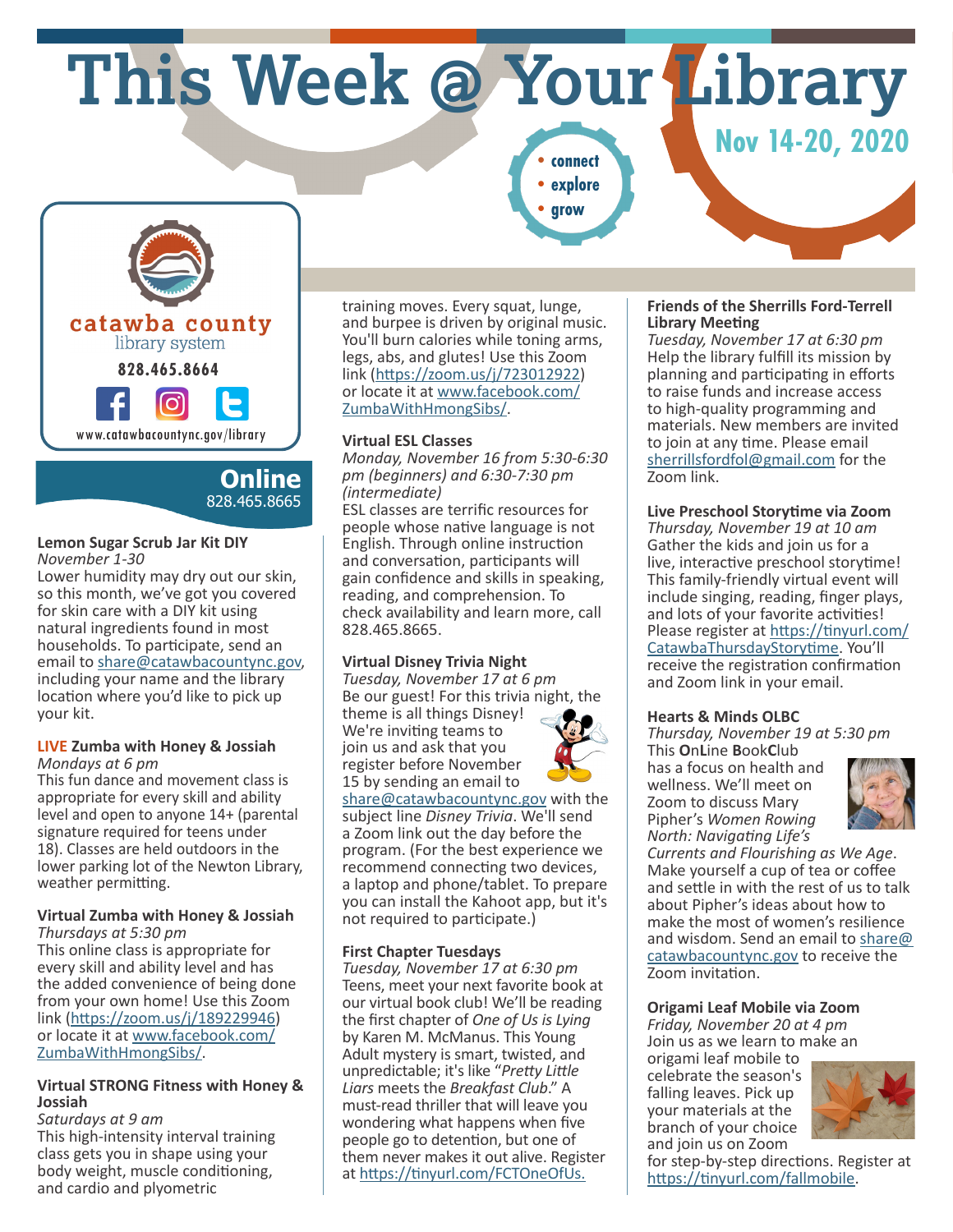# This Week @ Your Library

**Nov 14-20, 2020**

- connect
- explore
- grow

catawba county
library system

828.465.8664

www.catawbacountync.gov/library

## Online
828.465.8665

### Lemon Sugar Scrub Jar Kit DIY
*November 1-30*

Lower humidity may dry out our skin, so this month, we've got you covered for skin care with a DIY kit using natural ingredients found in most households. To participate, send an email to share@catawbacountync.gov, including your name and the library location where you'd like to pick up your kit.

### LIVE Zumba with Honey & Josiah
*Mondays at 6 pm*

This fun dance and movement class is appropriate for every skill and ability level and open to anyone 14+ (parental signature required for teens under 18). Classes are held outdoors in the lower parking lot of the Newton Library, weather permitting.

### Virtual Zumba with Honey & Josiah
*Thursdays at 5:30 pm*

This online class is appropriate for every skill and ability level and has the added convenience of being done from your own home! Use this Zoom link (https://zoom.us/j/189229946) or locate it at www.facebook.com/ZumbaWithHmongSibs/.

### Virtual STRONG Fitness with Honey & Josiah
*Saturdays at 9 am*

This high-intensity interval training class gets you in shape using your body weight, muscle conditioning, and cardio and plyometric training moves. Every squat, lunge, and burpee is driven by original music. You'll burn calories while toning arms, legs, abs, and glutes! Use this Zoom link (https://zoom.us/j/723012922) or locate it at www.facebook.com/ZumbaWithHmongSibs/.

### Virtual ESL Classes
*Monday, November 16 from 5:30-6:30 pm (beginners) and 6:30-7:30 pm (intermediate)*

ESL classes are terrific resources for people whose native language is not English. Through online instruction and conversation, participants will gain confidence and skills in speaking, reading, and comprehension. To check availability and learn more, call 828.465.8665.

### Virtual Disney Trivia Night
*Tuesday, November 17 at 6 pm*

Be our guest! For this trivia night, the theme is all things Disney! We're inviting teams to join us and ask that you register before November 15 by sending an email to share@catawbacountync.gov with the subject line *Disney Trivia*. We'll send a Zoom link out the day before the program. (For the best experience we recommend connecting two devices, a laptop and phone/tablet. To prepare you can install the Kahoot app, but it's not required to participate.)

### First Chapter Tuesdays
*Tuesday, November 17 at 6:30 pm*

Teens, meet your next favorite book at our virtual book club! We'll be reading the first chapter of *One of Us is Lying* by Karen M. McManus. This Young Adult mystery is smart, twisted, and unpredictable; it's like "*Pretty Little Liars* meets the *Breakfast Club*." A must-read thriller that will leave you wondering what happens when five people go to detention, but one of them never makes it out alive. Register at https://tinyurl.com/FCTOneOfUs.

### Friends of the Sherrills Ford-Terrell Library Meeting
*Tuesday, November 17 at 6:30 pm*

Help the library fulfill its mission by planning and participating in efforts to raise funds and increase access to high-quality programming and materials. New members are invited to join at any time. Please email sherrillsfordfol@gmail.com for the Zoom link.

### Live Preschool Storytime via Zoom
*Thursday, November 19 at 10 am*

Gather the kids and join us for a live, interactive preschool storytime! This family-friendly virtual event will include singing, reading, finger plays, and lots of your favorite activities! Please register at https://tinyurl.com/CatawbaThursdayStorytime. You'll receive the registration confirmation and Zoom link in your email.

### Hearts & Minds OLBC
*Thursday, November 19 at 5:30 pm*

This **O**n**L**ine **B**ook**C**lub has a focus on health and wellness. We'll meet on Zoom to discuss Mary Pipher's *Women Rowing North: Navigating Life's Currents and Flourishing as We Age*. Make yourself a cup of tea or coffee and settle in with the rest of us to talk about Pipher's ideas about how to make the most of women's resilience and wisdom. Send an email to share@catawbacountync.gov to receive the Zoom invitation.

### Origami Leaf Mobile via Zoom
*Friday, November 20 at 4 pm*

Join us as we learn to make an origami leaf mobile to celebrate the season's falling leaves. Pick up your materials at the branch of your choice and join us on Zoom for step-by-step directions. Register at https://tinyurl.com/fallmobile.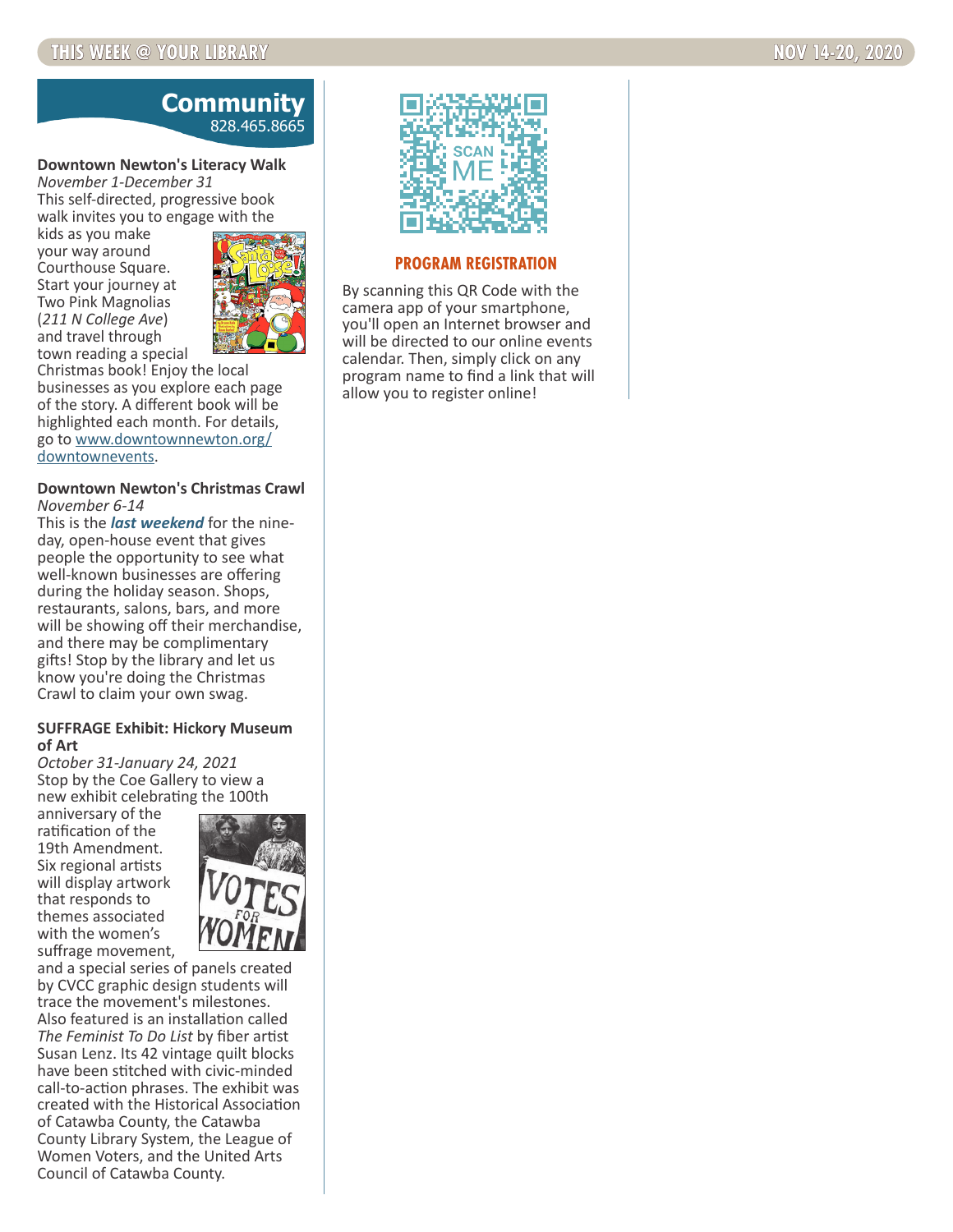## Community

828.465.8665

**Downtown Newton's Literacy Walk**
*November 1-December 31*
This self-directed, progressive book walk invites you to engage with the kids as you make your way around Courthouse Square. Start your journey at Two Pink Magnolias (*211 N College Ave*) and travel through town reading a special Christmas book! Enjoy the local businesses as you explore each page of the story. A different book will be highlighted each month. For details, go to [www.downtownnewton.org/downtownevents](www.downtownnewton.org/downtownevents).

**Downtown Newton's Christmas Crawl**
*November 6-14*
This is the ***last weekend*** for the nine-day, open-house event that gives people the opportunity to see what well-known businesses are offering during the holiday season. Shops, restaurants, salons, bars, and more will be showing off their merchandise, and there may be complimentary gifts! Stop by the library and let us know you're doing the Christmas Crawl to claim your own swag.

**SUFFRAGE Exhibit: Hickory Museum of Art**
*October 31-January 24, 2021*
Stop by the Coe Gallery to view a new exhibit celebrating the 100th anniversary of the ratification of the 19th Amendment. Six regional artists will display artwork that responds to themes associated with the women's suffrage movement, and a special series of panels created by CVCC graphic design students will trace the movement's milestones. Also featured is an installation called *The Feminist To Do List* by fiber artist Susan Lenz. Its 42 vintage quilt blocks have been stitched with civic-minded call-to-action phrases. The exhibit was created with the Historical Association of Catawba County, the Catawba County Library System, the League of Women Voters, and the United Arts Council of Catawba County.

SCAN ME

### PROGRAM REGISTRATION

By scanning this QR Code with the camera app of your smartphone, you'll open an Internet browser and will be directed to our online events calendar. Then, simply click on any program name to find a link that will allow you to register online!